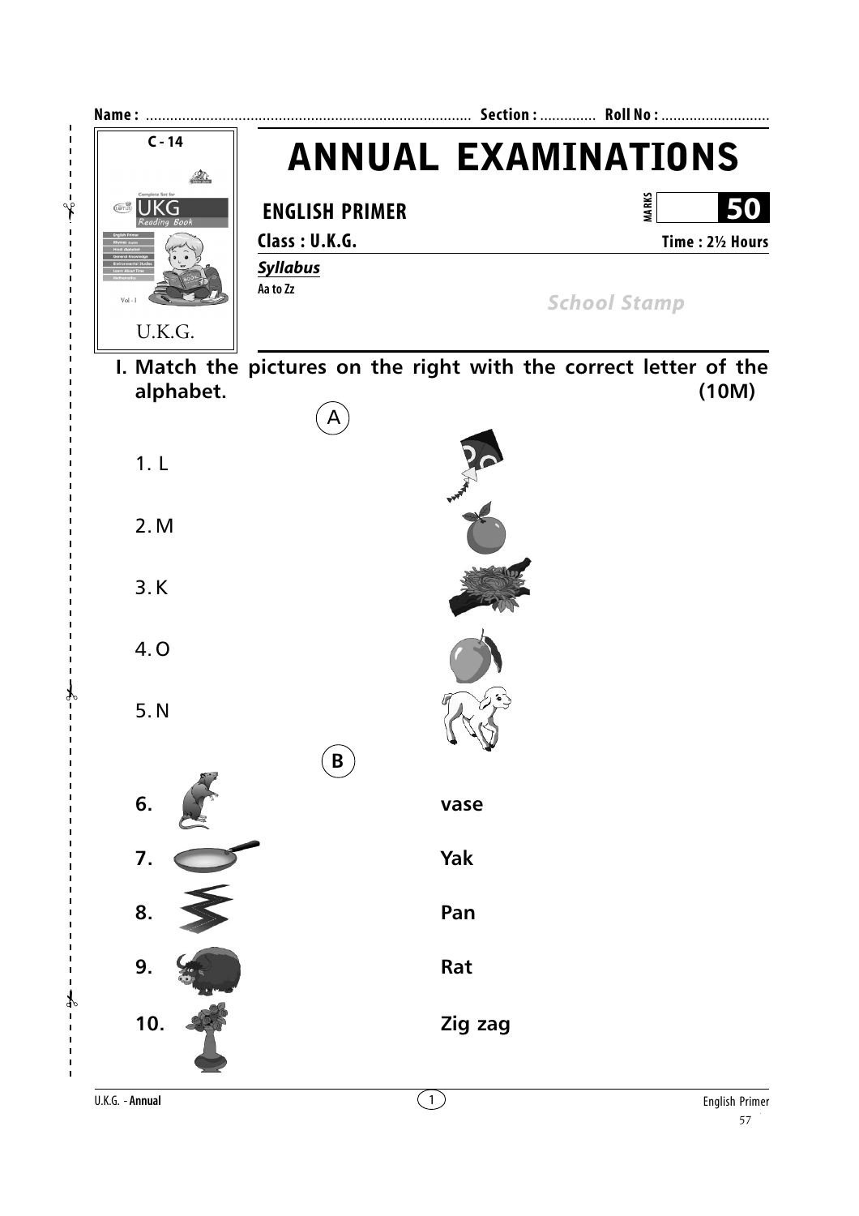Name : ................................................................................ Section : .............. Roll No : ...........................

C - 14

U.K.G.

# ANNUAL EXAMINATIONS

**ENGLISH PRIMER**

MARKS **50**

**Class : U.K.G.** **Time : 2½ Hours**

***Syllabus***

**Aa to Zz**

*School Stamp*

## I. Match the pictures on the right with the correct letter of the alphabet. (10M)

**A**

1. L
2. M
3. K
4. O
5. N

**B**

**6.** vase

**7.** Yak

**8.** Pan

**9.** Rat

**10.** Zig zag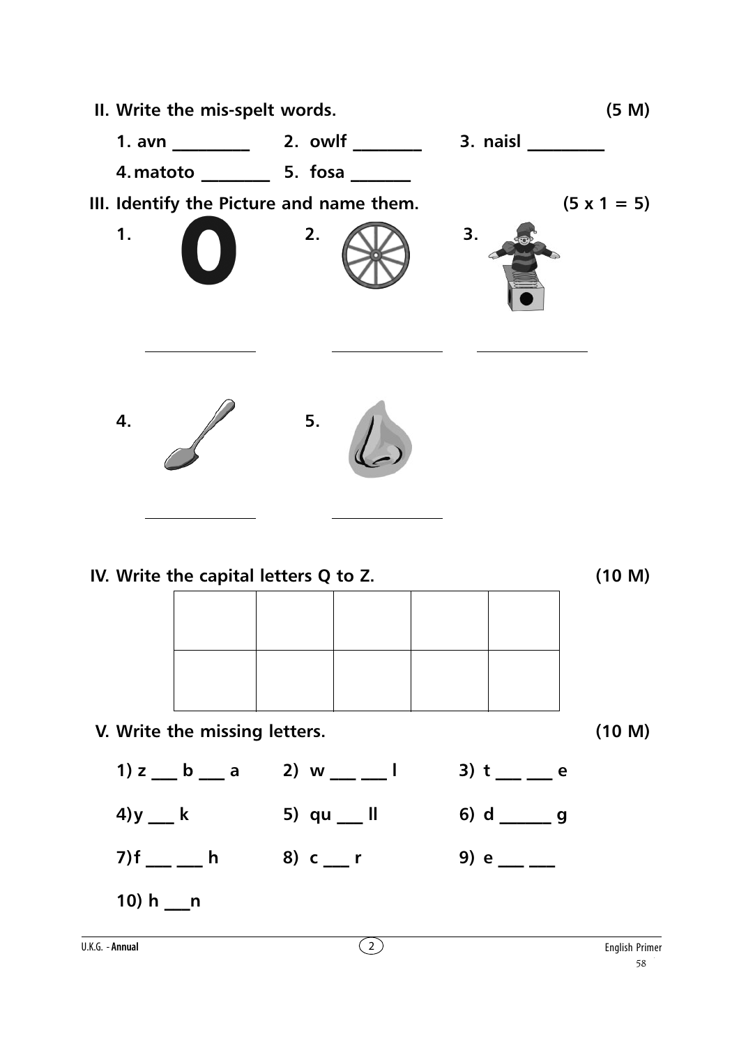**II. Write the mis-spelt words. (5 M)**

1. avn ________ 2. owlf ________ 3. naisl ________

4. matoto ________ 5. fosa ________

**III. Identify the Picture and name them. (5 x 1 = 5)**

1. ____________ 2. ____________ 3. ____________

4. ____________ 5. ____________

**IV. Write the capital letters Q to Z. (10 M)**

| | | | | |
|---|---|---|---|---|
| | | | | |
| | | | | |

**V. Write the missing letters. (10 M)**

1) z ___ b ___ a 2) w ___ ___ l 3) t ___ ___ e

4) y ___ k 5) qu ___ ll 6) d ______ g

7) f ___ ___ h 8) c ___ r 9) e ___ ___

10) h ___n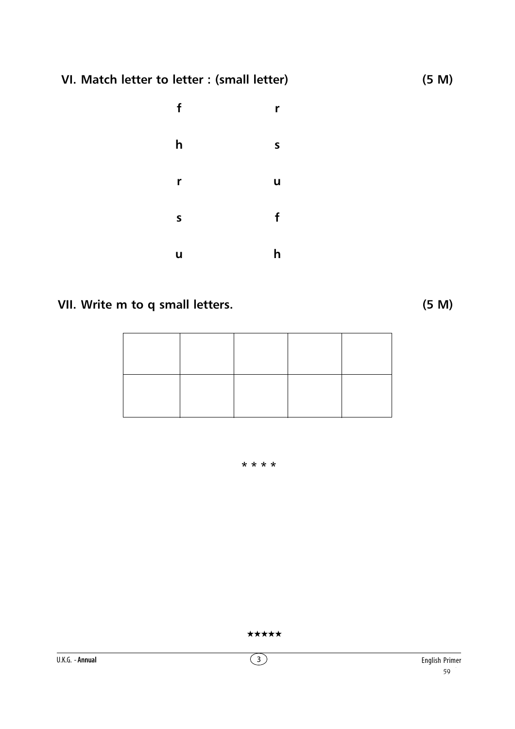## VI. Match letter to letter : (small letter) (5 M)

| | |
|---|---|
| f | r |
| h | s |
| r | u |
| s | f |
| u | h |

## VII. Write m to q small letters. (5 M)

| | | | | |
|---|---|---|---|---|
| | | | | |

\* \* \* \*

★★★★★